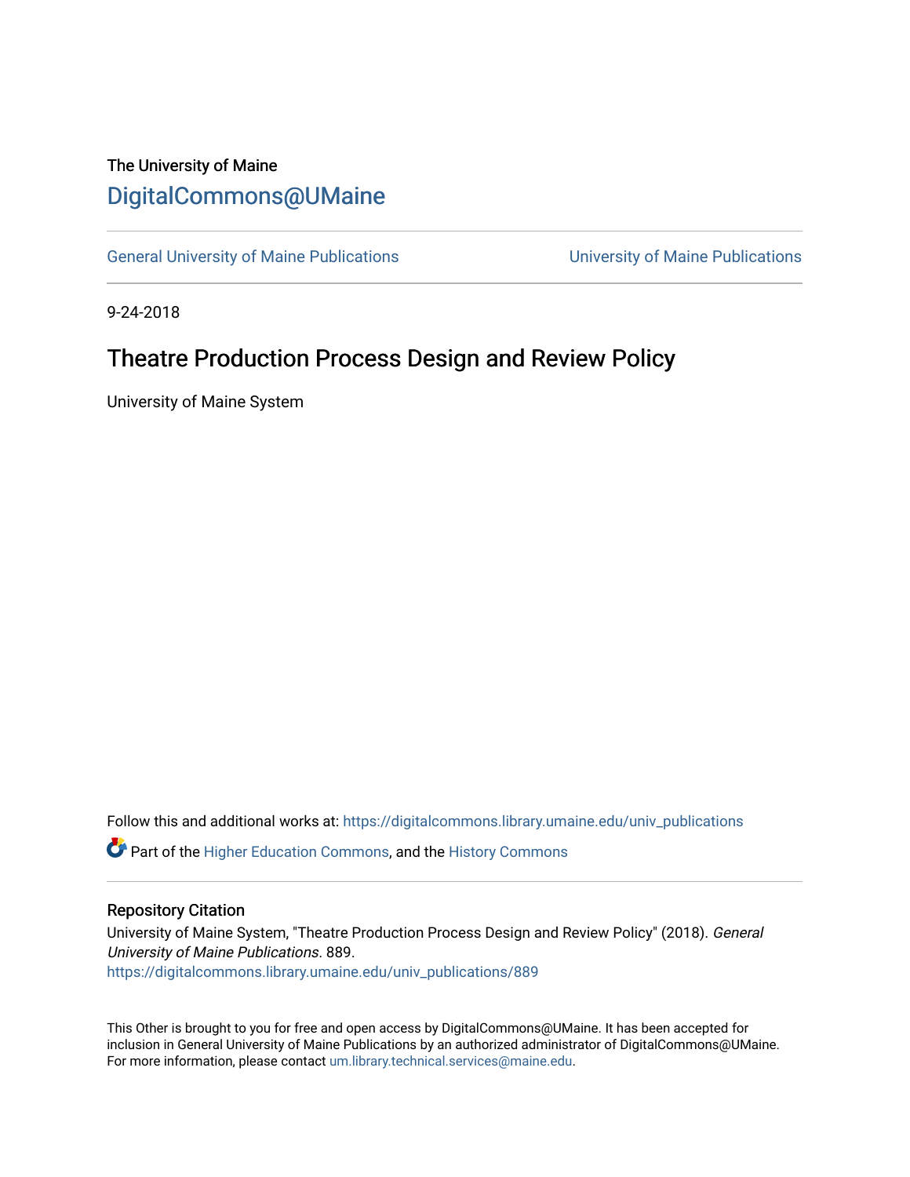The University of Maine

# DigitalCommons@UMaine

General University of Maine Publications | University of Maine Publications

9-24-2018

## Theatre Production Process Design and Review Policy

University of Maine System

Follow this and additional works at: https://digitalcommons.library.umaine.edu/univ_publications

Part of the Higher Education Commons, and the History Commons

### Repository Citation

University of Maine System, "Theatre Production Process Design and Review Policy" (2018). *General University of Maine Publications*. 889.
https://digitalcommons.library.umaine.edu/univ_publications/889

This Other is brought to you for free and open access by DigitalCommons@UMaine. It has been accepted for inclusion in General University of Maine Publications by an authorized administrator of DigitalCommons@UMaine. For more information, please contact um.library.technical.services@maine.edu.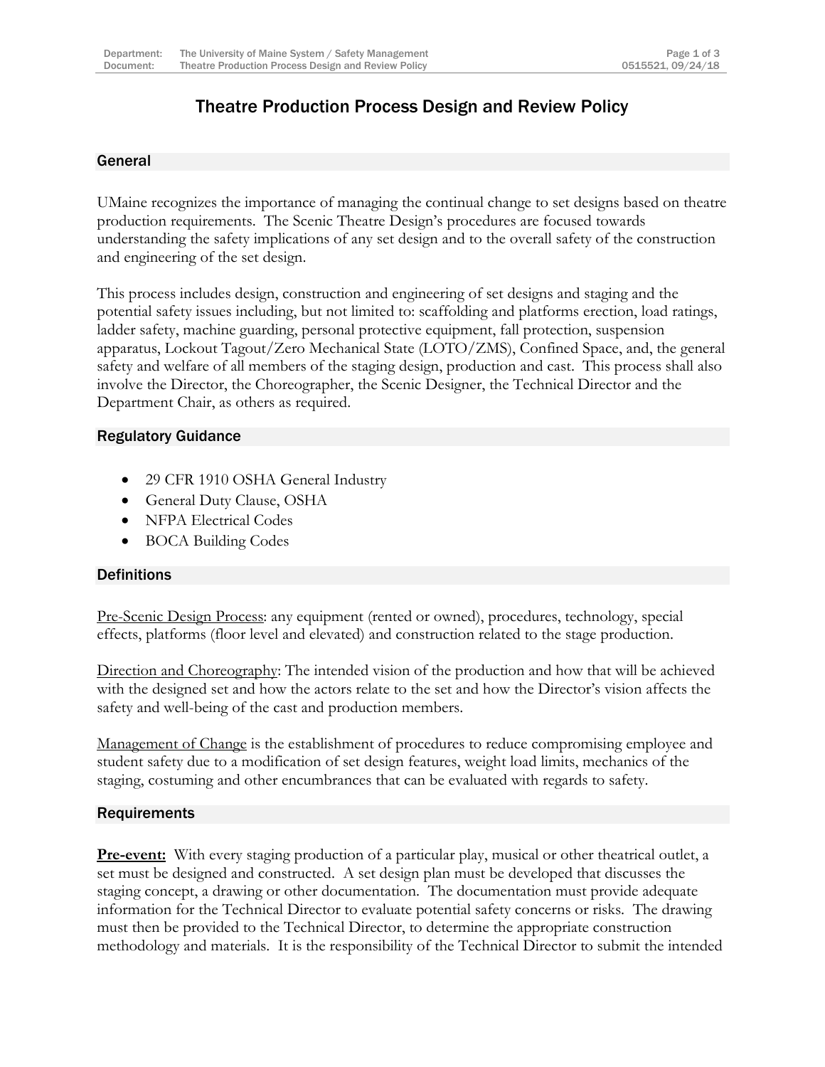# Theatre Production Process Design and Review Policy

## General

UMaine recognizes the importance of managing the continual change to set designs based on theatre production requirements. The Scenic Theatre Design's procedures are focused towards understanding the safety implications of any set design and to the overall safety of the construction and engineering of the set design.

This process includes design, construction and engineering of set designs and staging and the potential safety issues including, but not limited to: scaffolding and platforms erection, load ratings, ladder safety, machine guarding, personal protective equipment, fall protection, suspension apparatus, Lockout Tagout/Zero Mechanical State (LOTO/ZMS), Confined Space, and, the general safety and welfare of all members of the staging design, production and cast. This process shall also involve the Director, the Choreographer, the Scenic Designer, the Technical Director and the Department Chair, as others as required.

## Regulatory Guidance

- 29 CFR 1910 OSHA General Industry
- General Duty Clause, OSHA
- NFPA Electrical Codes
- BOCA Building Codes

## Definitions

<u>Pre-Scenic Design Process</u>: any equipment (rented or owned), procedures, technology, special effects, platforms (floor level and elevated) and construction related to the stage production.

<u>Direction and Choreography</u>: The intended vision of the production and how that will be achieved with the designed set and how the actors relate to the set and how the Director's vision affects the safety and well-being of the cast and production members.

<u>Management of Change</u> is the establishment of procedures to reduce compromising employee and student safety due to a modification of set design features, weight load limits, mechanics of the staging, costuming and other encumbrances that can be evaluated with regards to safety.

## Requirements

**<u>Pre-event:</u>** With every staging production of a particular play, musical or other theatrical outlet, a set must be designed and constructed. A set design plan must be developed that discusses the staging concept, a drawing or other documentation. The documentation must provide adequate information for the Technical Director to evaluate potential safety concerns or risks. The drawing must then be provided to the Technical Director, to determine the appropriate construction methodology and materials. It is the responsibility of the Technical Director to submit the intended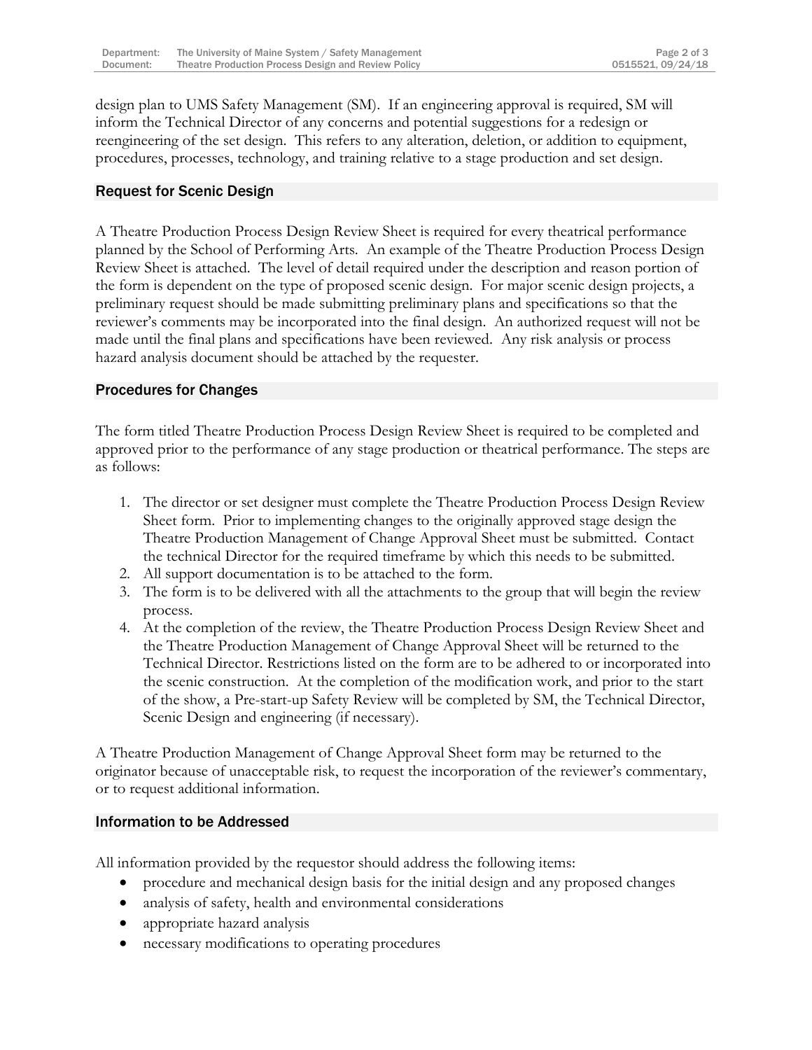design plan to UMS Safety Management (SM). If an engineering approval is required, SM will inform the Technical Director of any concerns and potential suggestions for a redesign or reengineering of the set design. This refers to any alteration, deletion, or addition to equipment, procedures, processes, technology, and training relative to a stage production and set design.

## Request for Scenic Design

A Theatre Production Process Design Review Sheet is required for every theatrical performance planned by the School of Performing Arts. An example of the Theatre Production Process Design Review Sheet is attached. The level of detail required under the description and reason portion of the form is dependent on the type of proposed scenic design. For major scenic design projects, a preliminary request should be made submitting preliminary plans and specifications so that the reviewer's comments may be incorporated into the final design. An authorized request will not be made until the final plans and specifications have been reviewed. Any risk analysis or process hazard analysis document should be attached by the requester.

## Procedures for Changes

The form titled Theatre Production Process Design Review Sheet is required to be completed and approved prior to the performance of any stage production or theatrical performance. The steps are as follows:

1. The director or set designer must complete the Theatre Production Process Design Review Sheet form. Prior to implementing changes to the originally approved stage design the Theatre Production Management of Change Approval Sheet must be submitted. Contact the technical Director for the required timeframe by which this needs to be submitted.
2. All support documentation is to be attached to the form.
3. The form is to be delivered with all the attachments to the group that will begin the review process.
4. At the completion of the review, the Theatre Production Process Design Review Sheet and the Theatre Production Management of Change Approval Sheet will be returned to the Technical Director. Restrictions listed on the form are to be adhered to or incorporated into the scenic construction. At the completion of the modification work, and prior to the start of the show, a Pre-start-up Safety Review will be completed by SM, the Technical Director, Scenic Design and engineering (if necessary).

A Theatre Production Management of Change Approval Sheet form may be returned to the originator because of unacceptable risk, to request the incorporation of the reviewer's commentary, or to request additional information.

## Information to be Addressed

All information provided by the requestor should address the following items:

- procedure and mechanical design basis for the initial design and any proposed changes
- analysis of safety, health and environmental considerations
- appropriate hazard analysis
- necessary modifications to operating procedures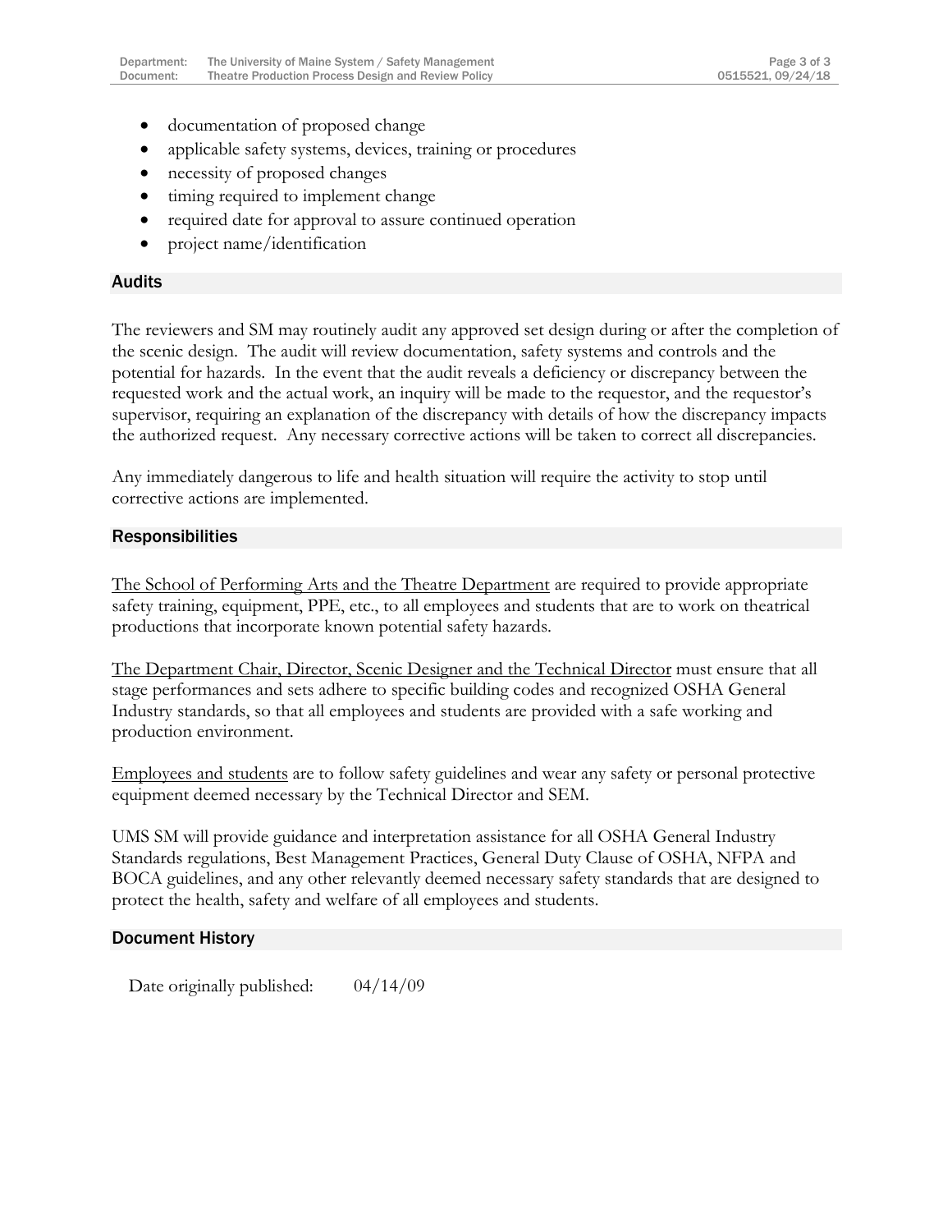- documentation of proposed change
- applicable safety systems, devices, training or procedures
- necessity of proposed changes
- timing required to implement change
- required date for approval to assure continued operation
- project name/identification

## Audits

The reviewers and SM may routinely audit any approved set design during or after the completion of the scenic design. The audit will review documentation, safety systems and controls and the potential for hazards. In the event that the audit reveals a deficiency or discrepancy between the requested work and the actual work, an inquiry will be made to the requestor, and the requestor's supervisor, requiring an explanation of the discrepancy with details of how the discrepancy impacts the authorized request. Any necessary corrective actions will be taken to correct all discrepancies.

Any immediately dangerous to life and health situation will require the activity to stop until corrective actions are implemented.

## Responsibilities

The School of Performing Arts and the Theatre Department are required to provide appropriate safety training, equipment, PPE, etc., to all employees and students that are to work on theatrical productions that incorporate known potential safety hazards.

The Department Chair, Director, Scenic Designer and the Technical Director must ensure that all stage performances and sets adhere to specific building codes and recognized OSHA General Industry standards, so that all employees and students are provided with a safe working and production environment.

Employees and students are to follow safety guidelines and wear any safety or personal protective equipment deemed necessary by the Technical Director and SEM.

UMS SM will provide guidance and interpretation assistance for all OSHA General Industry Standards regulations, Best Management Practices, General Duty Clause of OSHA, NFPA and BOCA guidelines, and any other relevantly deemed necessary safety standards that are designed to protect the health, safety and welfare of all employees and students.

## Document History

Date originally published: 04/14/09